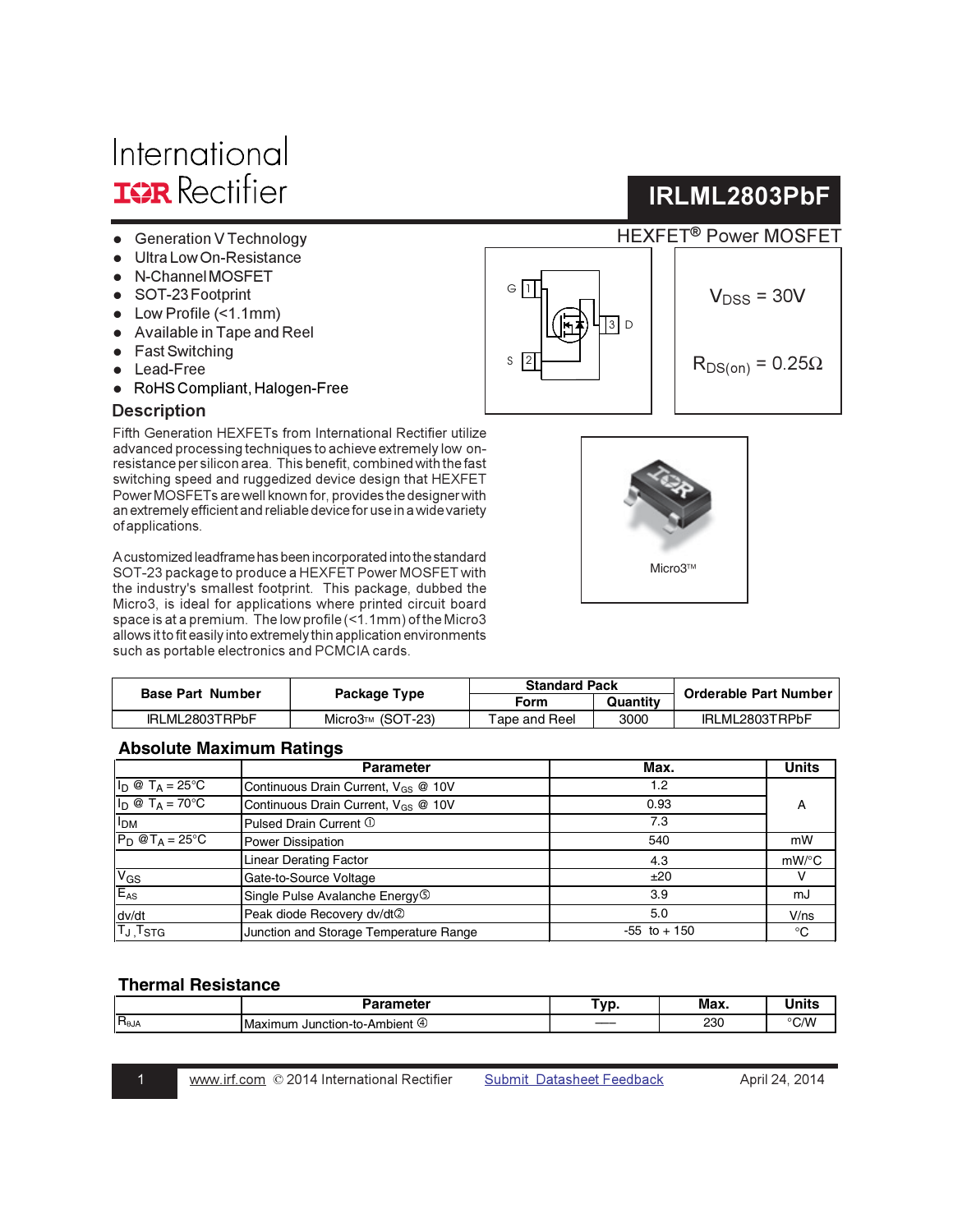International
IOR Rectifier

# IRLML2803PbF

HEXFET® Power MOSFET

- Generation V Technology
- Ultra Low On-Resistance
- N-Channel MOSFET
- SOT-23 Footprint
- Low Profile (<1.1mm)
- Available in Tape and Reel
- Fast Switching
- Lead-Free
- RoHS Compliant, Halogen-Free

$V_{DSS}$ = 30V

$R_{DS(on)}$ = 0.25Ω

## Description

Fifth Generation HEXFETs from International Rectifier utilize advanced processing techniques to achieve extremely low on-resistance per silicon area. This benefit, combined with the fast switching speed and ruggedized device design that HEXFET Power MOSFETs are well known for, provides the designer with an extremely efficient and reliable device for use in a wide variety of applications.

A customized leadframe has been incorporated into the standard SOT-23 package to produce a HEXFET Power MOSFET with the industry's smallest footprint. This package, dubbed the Micro3, is ideal for applications where printed circuit board space is at a premium. The low profile (<1.1mm) of the Micro3 allows it to fit easily into extremely thin application environments such as portable electronics and PCMCIA cards.

Micro3™

| Base Part Number | Package Type | Standard Pack | | Orderable Part Number |
|---|---|---|---|---|
| | | Form | Quantity | |
| IRLML2803TRPbF | Micro3™ (SOT-23) | Tape and Reel | 3000 | IRLML2803TRPbF |

## Absolute Maximum Ratings

| | Parameter | Max. | Units |
|---|---|---|---|
| $I_D$ @ $T_A$ = 25°C | Continuous Drain Current, $V_{GS}$ @ 10V | 1.2 | A |
| $I_D$ @ $T_A$ = 70°C | Continuous Drain Current, $V_{GS}$ @ 10V | 0.93 | |
| $I_{DM}$ | Pulsed Drain Current ① | 7.3 | |
| $P_D$ @$T_A$ = 25°C | Power Dissipation | 540 | mW |
| | Linear Derating Factor | 4.3 | mW/°C |
| $V_{GS}$ | Gate-to-Source Voltage | ±20 | V |
| $E_{AS}$ | Single Pulse Avalanche Energy⑤ | 3.9 | mJ |
| dv/dt | Peak diode Recovery dv/dt② | 5.0 | V/ns |
| $T_J$ ,$T_{STG}$ | Junction and Storage Temperature Range | -55 to + 150 | °C |

## Thermal Resistance

| | Parameter | Typ. | Max. | Units |
|---|---|---|---|---|
| $R_{\theta JA}$ | Maximum Junction-to-Ambient ④ | —— | 230 | °C/W |

www.irf.com © 2014 International Rectifier Submit Datasheet Feedback April 24, 2014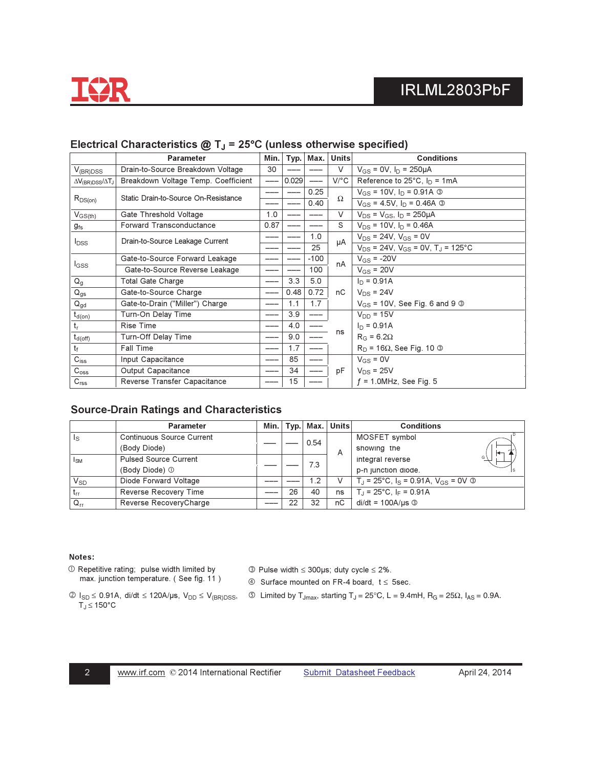## Electrical Characteristics @ $T_J$ = 25°C (unless otherwise specified)

| | Parameter | Min. | Typ. | Max. | Units | Conditions |
|---|---|---|---|---|---|---|
| $V_{(BR)DSS}$ | Drain-to-Source Breakdown Voltage | 30 | ––– | ––– | V | $V_{GS}$ = 0V, $I_D$ = 250μA |
| $\Delta V_{(BR)DSS}/\Delta T_J$ | Breakdown Voltage Temp. Coefficient | ––– | 0.029 | ––– | V/°C | Reference to 25°C, $I_D$ = 1mA |
| $R_{DS(on)}$ | Static Drain-to-Source On-Resistance | ––– | ––– | 0.25 | Ω | $V_{GS}$ = 10V, $I_D$ = 0.91A ③ |
| | | ––– | ––– | 0.40 | | $V_{GS}$ = 4.5V, $I_D$ = 0.46A ③ |
| $V_{GS(th)}$ | Gate Threshold Voltage | 1.0 | ––– | ––– | V | $V_{DS}$ = $V_{GS}$, $I_D$ = 250μA |
| $g_{fs}$ | Forward Transconductance | 0.87 | ––– | ––– | S | $V_{DS}$ = 10V, $I_D$ = 0.46A |
| $I_{DSS}$ | Drain-to-Source Leakage Current | ––– | ––– | 1.0 | μA | $V_{DS}$ = 24V, $V_{GS}$ = 0V |
| | | ––– | ––– | 25 | | $V_{DS}$ = 24V, $V_{GS}$ = 0V, $T_J$ = 125°C |
| $I_{GSS}$ | Gate-to-Source Forward Leakage | ––– | ––– | -100 | nA | $V_{GS}$ = -20V |
| | Gate-to-Source Reverse Leakage | ––– | ––– | 100 | | $V_{GS}$ = 20V |
| $Q_g$ | Total Gate Charge | ––– | 3.3 | 5.0 | nC | $I_D$ = 0.91A |
| $Q_{gs}$ | Gate-to-Source Charge | ––– | 0.48 | 0.72 | | $V_{DS}$ = 24V |
| $Q_{gd}$ | Gate-to-Drain ("Miller") Charge | ––– | 1.1 | 1.7 | | $V_{GS}$ = 10V, See Fig. 6 and 9 ③ |
| $t_{d(on)}$ | Turn-On Delay Time | ––– | 3.9 | ––– | ns | $V_{DD}$ = 15V |
| $t_r$ | Rise Time | ––– | 4.0 | ––– | | $I_D$ = 0.91A |
| $t_{d(off)}$ | Turn-Off Delay Time | ––– | 9.0 | ––– | | $R_G$ = 6.2Ω |
| $t_f$ | Fall Time | ––– | 1.7 | ––– | | $R_D$ = 16Ω, See Fig. 10 ③ |
| $C_{iss}$ | Input Capacitance | ––– | 85 | ––– | pF | $V_{GS}$ = 0V |
| $C_{oss}$ | Output Capacitance | ––– | 34 | ––– | | $V_{DS}$ = 25V |
| $C_{rss}$ | Reverse Transfer Capacitance | ––– | 15 | ––– | | $f$ = 1.0MHz, See Fig. 5 |

## Source-Drain Ratings and Characteristics

| | Parameter | Min. | Typ. | Max. | Units | Conditions |
|---|---|---|---|---|---|---|
| $I_S$ | Continuous Source Current (Body Diode) | ––– | ––– | 0.54 | A | MOSFET symbol showing the integral reverse p-n junction diode. |
| $I_{SM}$ | Pulsed Source Current (Body Diode) ① | ––– | ––– | 7.3 | | |
| $V_{SD}$ | Diode Forward Voltage | ––– | ––– | 1.2 | V | $T_J$ = 25°C, $I_S$ = 0.91A, $V_{GS}$ = 0V ③ |
| $t_{rr}$ | Reverse Recovery Time | ––– | 26 | 40 | ns | $T_J$ = 25°C, $I_F$ = 0.91A |
| $Q_{rr}$ | Reverse RecoveryCharge | ––– | 22 | 32 | nC | di/dt = 100A/μs ③ |

**Notes:**

① Repetitive rating; pulse width limited by max. junction temperature. ( See fig. 11 )

② $I_{SD} \leq$ 0.91A, di/dt $\leq$ 120A/μs, $V_{DD} \leq V_{(BR)DSS}$, $T_J \leq$ 150°C

③ Pulse width $\leq$ 300μs; duty cycle $\leq$ 2%.

④ Surface mounted on FR-4 board, t $\leq$ 5sec.

⑤ Limited by $T_{Jmax}$, starting $T_J$ = 25°C, L = 9.4mH, $R_G$ = 25Ω, $I_{AS}$ = 0.9A.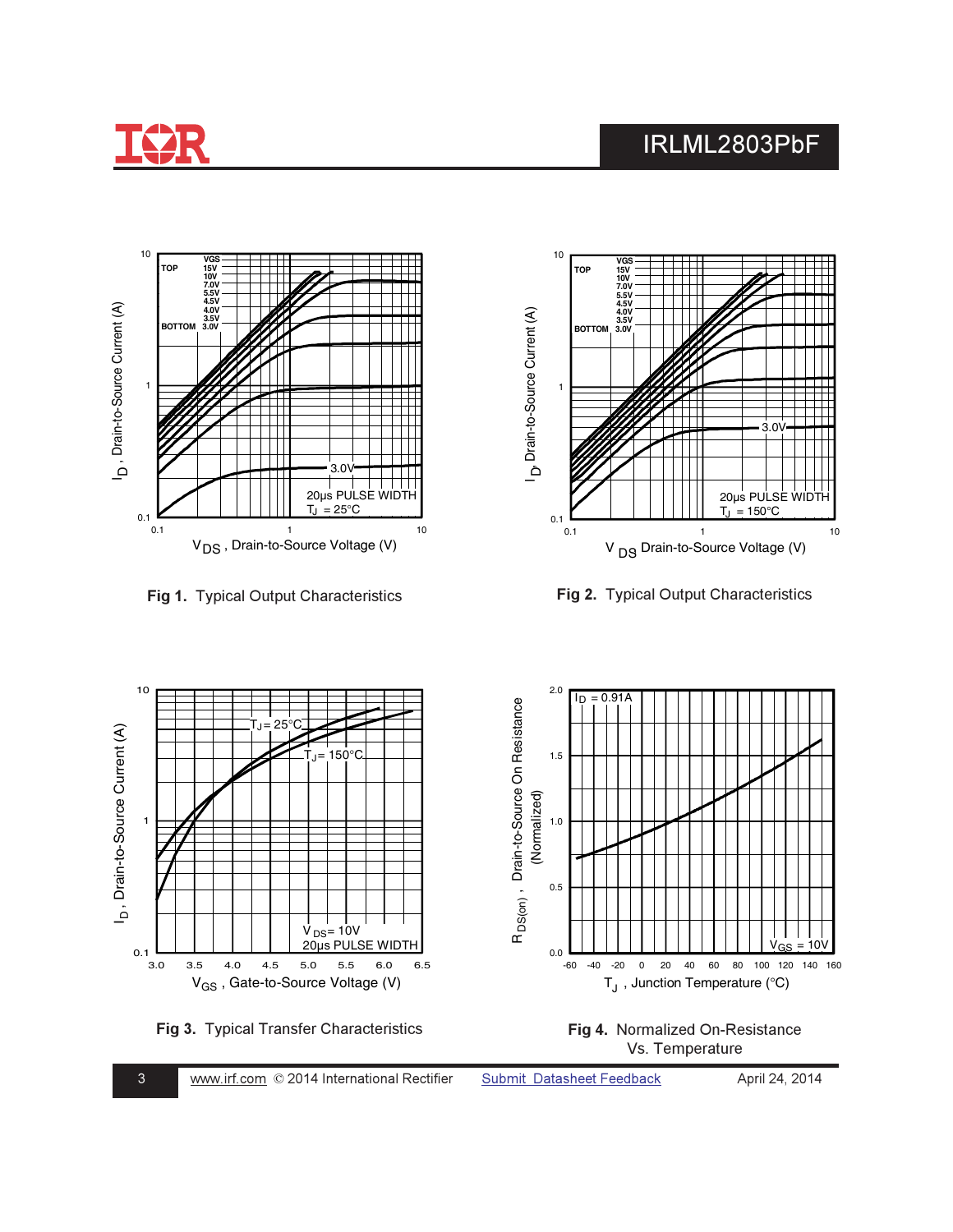Fig 1. Typical Output Characteristics

Fig 2. Typical Output Characteristics

Fig 3. Typical Transfer Characteristics

Fig 4. Normalized On-Resistance Vs. Temperature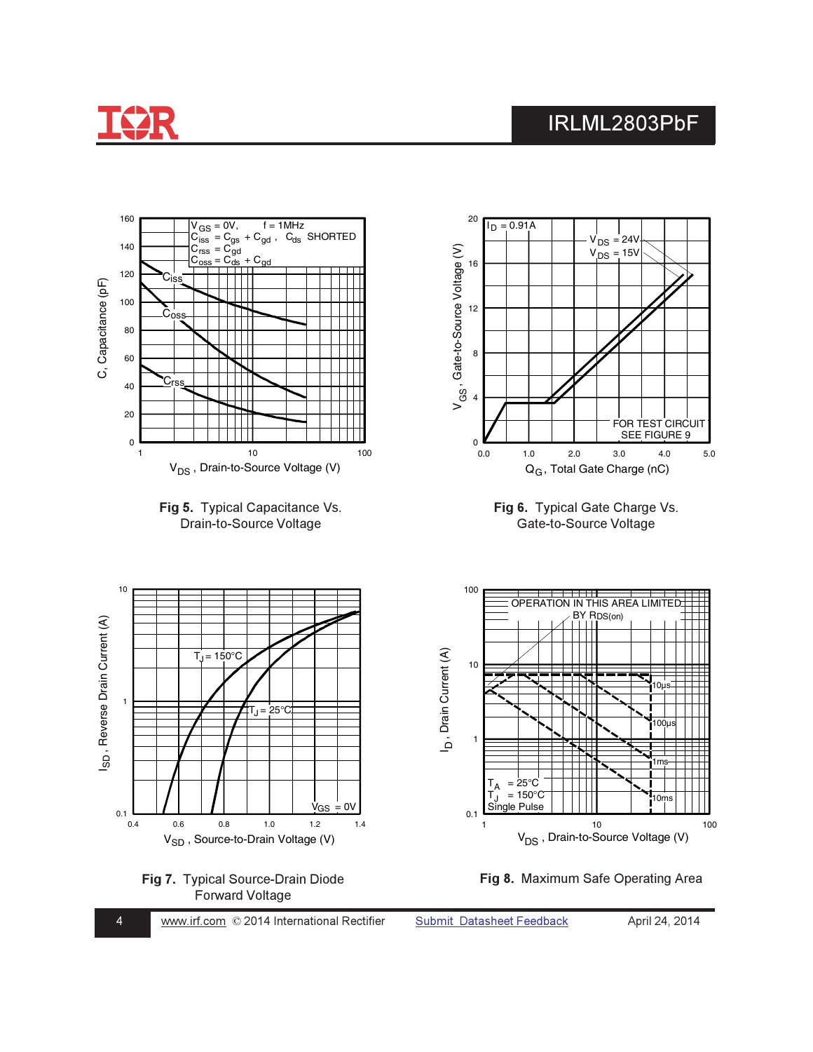Fig 5. Typical Capacitance Vs. Drain-to-Source Voltage

Fig 6. Typical Gate Charge Vs. Gate-to-Source Voltage

Fig 7. Typical Source-Drain Diode Forward Voltage

Fig 8. Maximum Safe Operating Area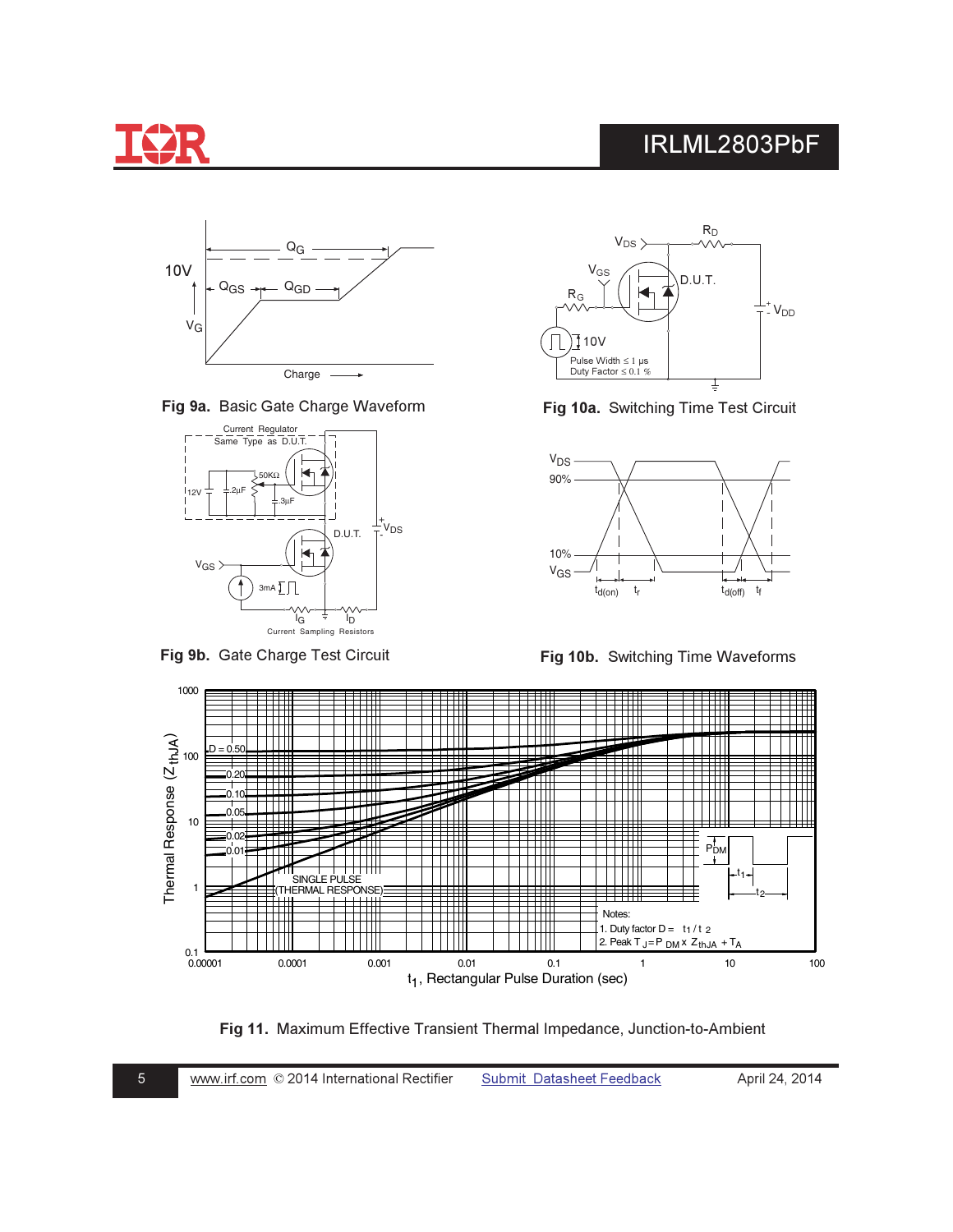Fig 9a. Basic Gate Charge Waveform

Fig 10a. Switching Time Test Circuit

Fig 9b. Gate Charge Test Circuit

Fig 10b. Switching Time Waveforms

Fig 11. Maximum Effective Transient Thermal Impedance, Junction-to-Ambient

Notes:
1. Duty factor $D = t_1 / t_2$
2. Peak $T_J = P_{DM} \times Z_{thJA} + T_A$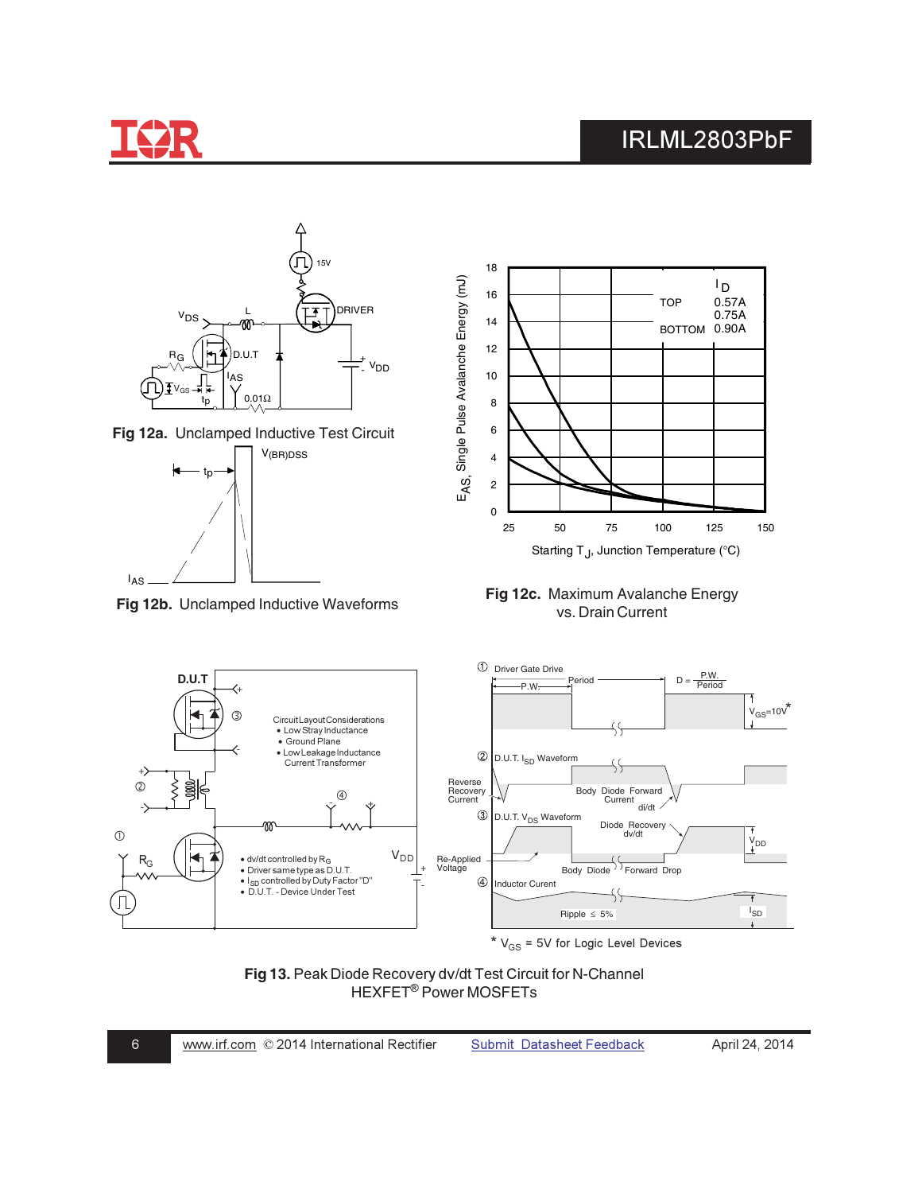Fig 12a. Unclamped Inductive Test Circuit

Fig 12b. Unclamped Inductive Waveforms

Fig 12c. Maximum Avalanche Energy vs. Drain Current

| | $I_D$ |
|---|---|
| TOP | 0.57A |
| | 0.75A |
| BOTTOM | 0.90A |

Circuit Layout Considerations
- Low Stray Inductance
- Ground Plane
- Low Leakage Inductance Current Transformer

- dv/dt controlled by $R_G$
- Driver same type as D.U.T.
- $I_{SD}$ controlled by Duty Factor "D"
- D.U.T. - Device Under Test

\* $V_{GS}$ = 5V for Logic Level Devices

Fig 13. Peak Diode Recovery dv/dt Test Circuit for N-Channel HEXFET® Power MOSFETs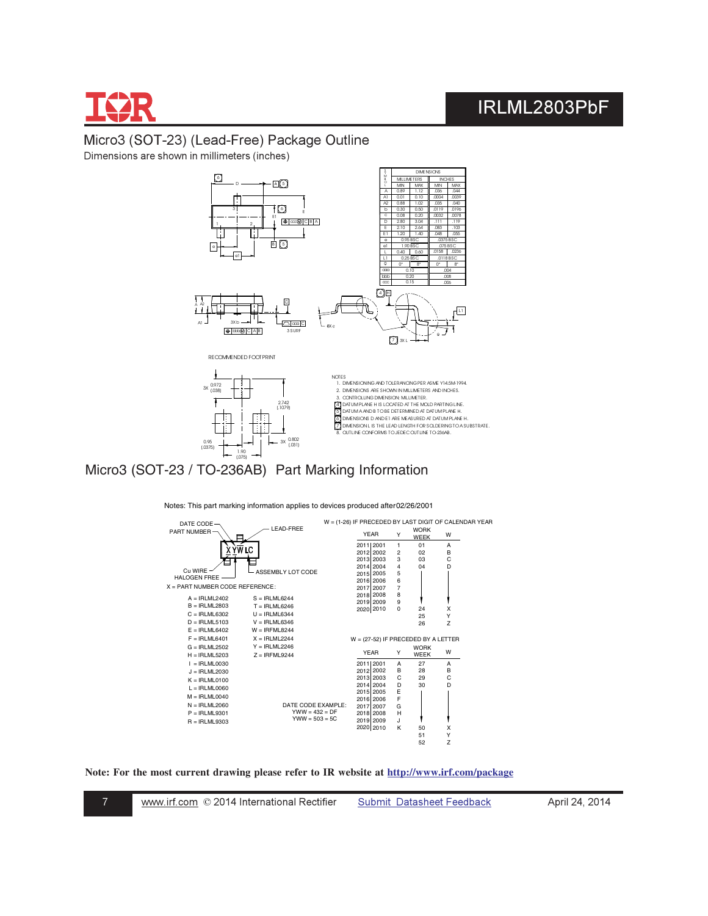## Micro3 (SOT-23) (Lead-Free) Package Outline

Dimensions are shown in millimeters (inches)

| SYMBOL | DIMENSIONS | | | |
|---|---|---|---|---|
| | MILLIMETERS | | INCHES | |
| | MIN | MAX | MIN | MAX |
| A | 0.89 | 1.12 | .035 | .044 |
| A1 | 0.01 | 0.10 | .0004 | .0039 |
| A2 | 0.88 | 1.02 | .035 | .040 |
| b | 0.30 | 0.50 | .0119 | .0196 |
| c | 0.08 | 0.20 | .0032 | .0078 |
| D | 2.80 | 3.04 | .111 | .119 |
| E | 2.10 | 2.64 | .083 | .103 |
| E1 | 1.20 | 1.40 | .048 | .055 |
| e | 0.95 BSC | | .0375 BSC | |
| e1 | 1.90 BSC | | .075 BSC | |
| L | 0.40 | 0.60 | .0158 | .0236 |
| L1 | 0.25 BSC | | .0118 BSC | |
| θ | 0° | 8° | 0° | 8° |
| aaa | 0.10 | | .004 | |
| bbb | 0.20 | | .008 | |
| ccc | 0.15 | | .006 | |

RECOMMENDED FOOTPRINT

NOTES

1. DIMENSIONING AND TOLERANCING PER ASME Y14.5M-1994.
2. DIMENSIONS ARE SHOWN IN MILLIMETERS AND INCHES.
3. CONTROLLING DIMENSION: MILLIMETER.
4. DATUM PLANE H IS LOCATED AT THE MOLD PARTING LINE.
5. DATUM A AND B TO BE DETERMINED AT DATUM PLANE H.
6. DIMENSIONS D AND E1 ARE MEASURED AT DATUM PLANE H.
7. DIMENSION L IS THE LEAD LENGTH FOR SOLDERING TO A SUBSTRATE.
8. OUTLINE CONFORMS TO JEDEC OUTLINE TO-236AB.

## Micro3 (SOT-23 / TO-236AB) Part Marking Information

Notes: This part marking information applies to devices produced after02/26/2001

DATE CODE, PART NUMBER, LEAD-FREE, Cu WIRE, HALOGEN FREE, ASSEMBLY LOT CODE

X = PART NUMBER CODE REFERENCE:

| | |
|---|---|
| A = IRLML2402 | S = IRLML6244 |
| B = IRLML2803 | T = IRLML6246 |
| C = IRLML6302 | U = IRLML6344 |
| D = IRLML5103 | V = IRLML6346 |
| E = IRLML6402 | W = IRFML8244 |
| F = IRLML6401 | X = IRLML2244 |
| G = IRLML2502 | Y = IRLML2246 |
| H = IRLML5203 | Z = IRFML9244 |
| I = IRLML0030 | |
| J = IRLML2030 | |
| K = IRLML0100 | |
| L = IRLML0060 | |
| M = IRLML0040 | |
| N = IRLML2060 | |
| P = IRLML9301 | |
| R = IRLML9303 | |

W = (1-26) IF PRECEDED BY LAST DIGIT OF CALENDAR YEAR

| YEAR | | Y | WORK WEEK | W |
|---|---|---|---|---|
| 2011 | 2001 | 1 | 01 | A |
| 2012 | 2002 | 2 | 02 | B |
| 2013 | 2003 | 3 | 03 | C |
| 2014 | 2004 | 4 | 04 | D |
| 2015 | 2005 | 5 | | |
| 2016 | 2006 | 6 | | |
| 2017 | 2007 | 7 | | |
| 2018 | 2008 | 8 | | |
| 2019 | 2009 | 9 | | |
| 2020 | 2010 | 0 | 24 | X |
| | | | 25 | Y |
| | | | 26 | Z |

W = (27-52) IF PRECEDED BY A LETTER

| YEAR | | Y | WORK WEEK | W |
|---|---|---|---|---|
| 2011 | 2001 | A | 27 | A |
| 2012 | 2002 | B | 28 | B |
| 2013 | 2003 | C | 29 | C |
| 2014 | 2004 | D | 30 | D |
| 2015 | 2005 | E | | |
| 2016 | 2006 | F | | |
| 2017 | 2007 | G | | |
| 2018 | 2008 | H | | |
| 2019 | 2009 | J | | |
| 2020 | 2010 | K | 50 | X |
| | | | 51 | Y |
| | | | 52 | Z |

DATE CODE EXAMPLE:
YWW = 432 = DF
YWW = 503 = 5C

**Note: For the most current drawing please refer to IR website at http://www.irf.com/package**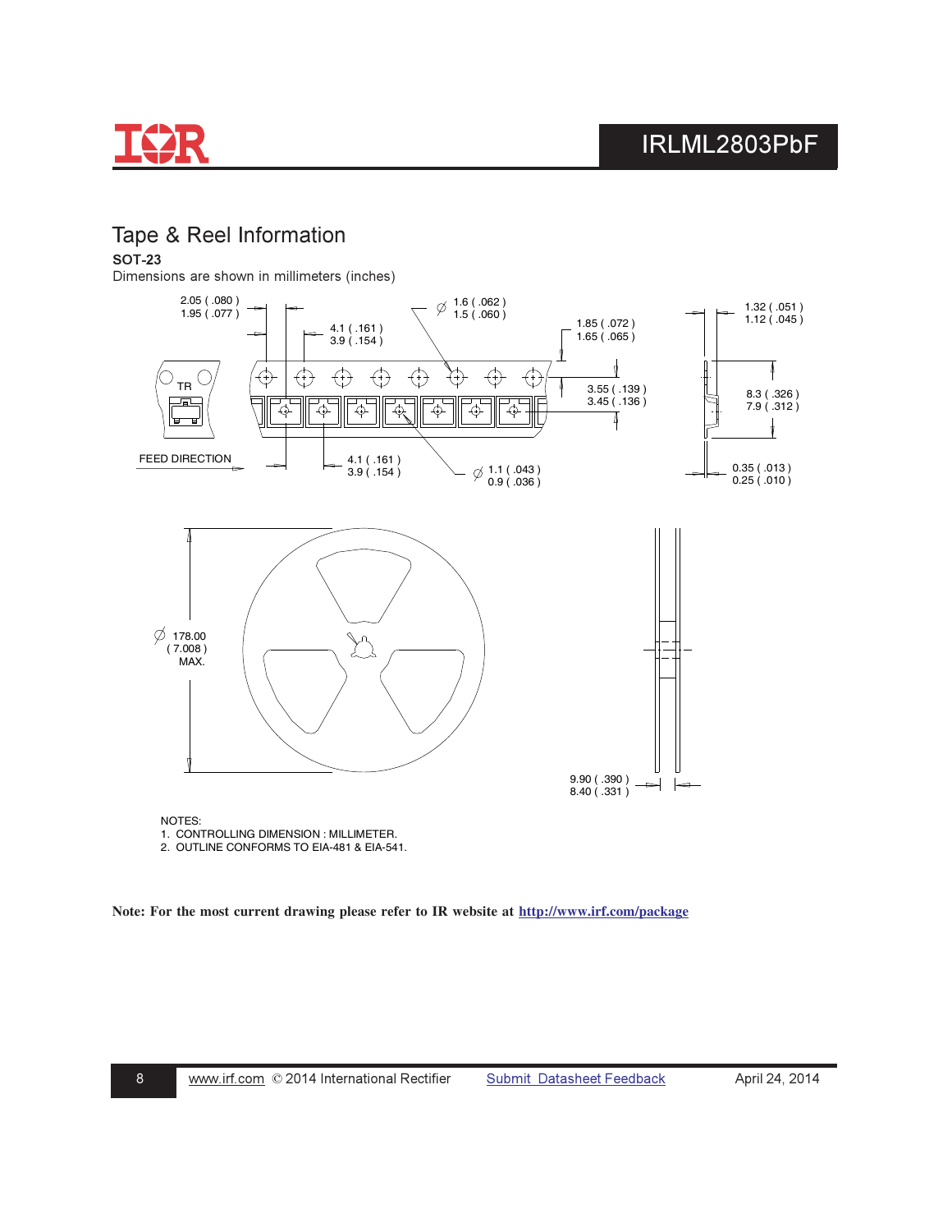## Tape & Reel Information

**SOT-23**

Dimensions are shown in millimeters (inches)

2.05 ( .080 )
1.95 ( .077 )

4.1 ( .161 )
3.9 ( .154 )

Ø 1.6 ( .062 )
1.5 ( .060 )

1.85 ( .072 )
1.65 ( .065 )

1.32 ( .051 )
1.12 ( .045 )

TR

3.55 ( .139 )
3.45 ( .136 )

8.3 ( .326 )
7.9 ( .312 )

FEED DIRECTION

4.1 ( .161 )
3.9 ( .154 )

Ø 1.1 ( .043 )
0.9 ( .036 )

0.35 ( .013 )
0.25 ( .010 )

Ø 178.00
( 7.008 )
MAX.

9.90 ( .390 )
8.40 ( .331 )

NOTES:
1. CONTROLLING DIMENSION : MILLIMETER.
2. OUTLINE CONFORMS TO EIA-481 & EIA-541.

**Note: For the most current drawing please refer to IR website at http://www.irf.com/package**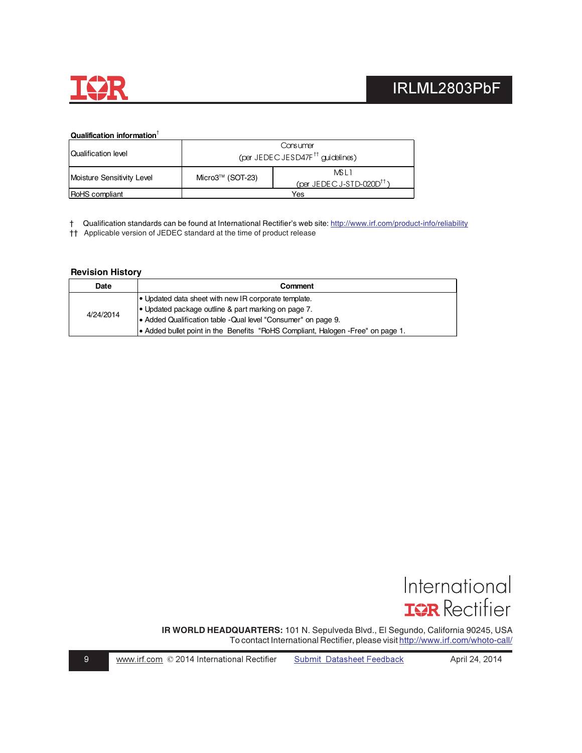**Qualification information**†

| | | |
|---|---|---|
| Qualification level | Consumer (per JEDEC JESD47F†† guidelines) | |
| Moisture Sensitivity Level | Micro3™ (SOT-23) | MSL1 (per JEDEC J-STD-020D††) |
| RoHS compliant | Yes | |

† Qualification standards can be found at International Rectifier's web site: http://www.irf.com/product-info/reliability

†† Applicable version of JEDEC standard at the time of product release

## Revision History

| Date | Comment |
|---|---|
| 4/24/2014 | • Updated data sheet with new IR corporate template.<br>• Updated package outline & part marking on page 7.<br>• Added Qualification table -Qual level "Consumer" on page 9.<br>• Added bullet point in the Benefits "RoHS Compliant, Halogen -Free" on page 1. |

International
IOR Rectifier

**IR WORLD HEADQUARTERS:** 101 N. Sepulveda Blvd., El Segundo, California 90245, USA
To contact International Rectifier, please visit http://www.irf.com/whoto-call/